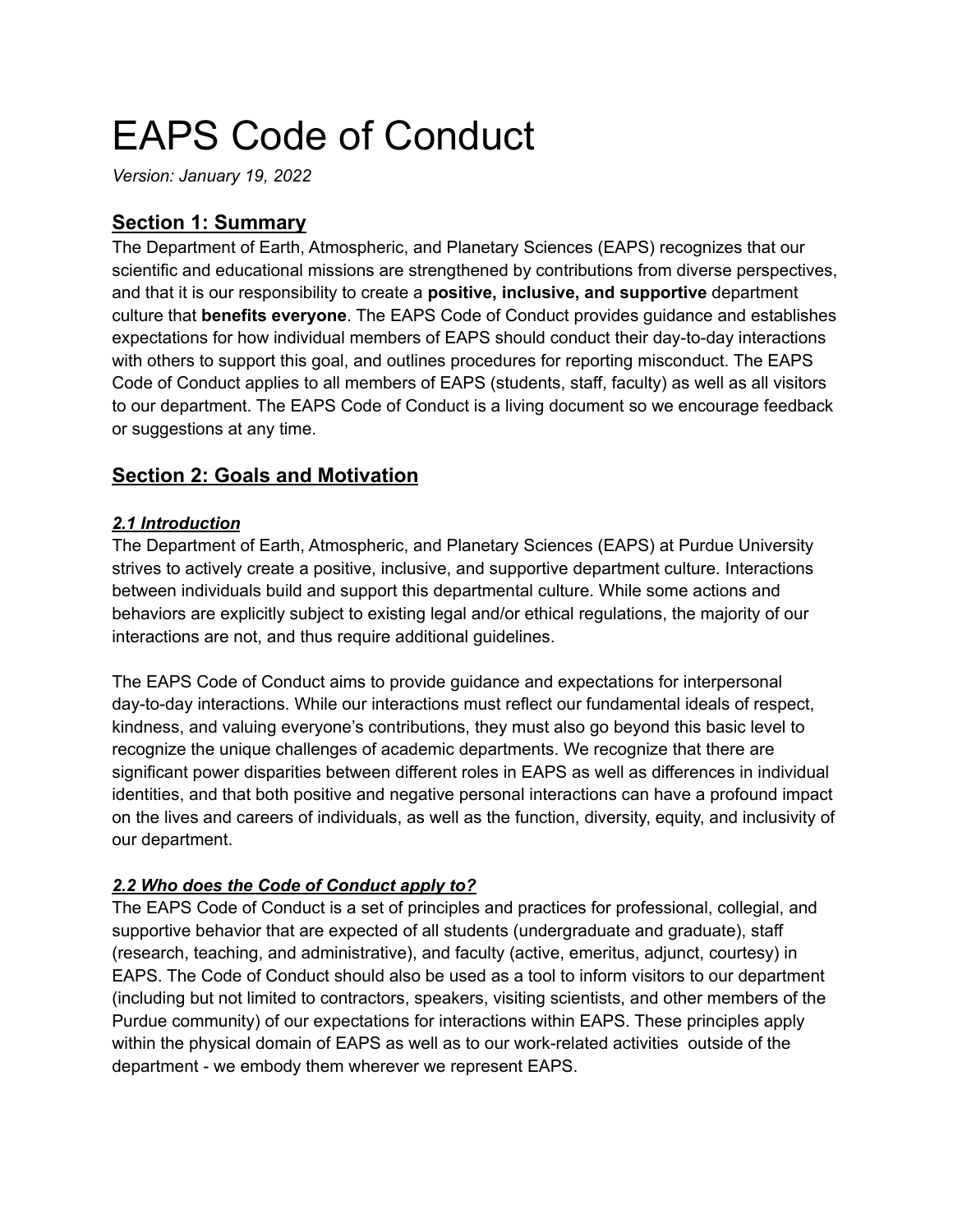# EAPS Code of Conduct

*Version: January 19, 2022*

## Section 1: Summary

The Department of Earth, Atmospheric, and Planetary Sciences (EAPS) recognizes that our scientific and educational missions are strengthened by contributions from diverse perspectives, and that it is our responsibility to create a **positive, inclusive, and supportive** department culture that **benefits everyone**. The EAPS Code of Conduct provides guidance and establishes expectations for how individual members of EAPS should conduct their day-to-day interactions with others to support this goal, and outlines procedures for reporting misconduct. The EAPS Code of Conduct applies to all members of EAPS (students, staff, faculty) as well as all visitors to our department. The EAPS Code of Conduct is a living document so we encourage feedback or suggestions at any time.

## Section 2: Goals and Motivation

### *2.1 Introduction*

The Department of Earth, Atmospheric, and Planetary Sciences (EAPS) at Purdue University strives to actively create a positive, inclusive, and supportive department culture. Interactions between individuals build and support this departmental culture. While some actions and behaviors are explicitly subject to existing legal and/or ethical regulations, the majority of our interactions are not, and thus require additional guidelines.

The EAPS Code of Conduct aims to provide guidance and expectations for interpersonal day-to-day interactions. While our interactions must reflect our fundamental ideals of respect, kindness, and valuing everyone's contributions, they must also go beyond this basic level to recognize the unique challenges of academic departments. We recognize that there are significant power disparities between different roles in EAPS as well as differences in individual identities, and that both positive and negative personal interactions can have a profound impact on the lives and careers of individuals, as well as the function, diversity, equity, and inclusivity of our department.

### *2.2 Who does the Code of Conduct apply to?*

The EAPS Code of Conduct is a set of principles and practices for professional, collegial, and supportive behavior that are expected of all students (undergraduate and graduate), staff (research, teaching, and administrative), and faculty (active, emeritus, adjunct, courtesy) in EAPS. The Code of Conduct should also be used as a tool to inform visitors to our department (including but not limited to contractors, speakers, visiting scientists, and other members of the Purdue community) of our expectations for interactions within EAPS. These principles apply within the physical domain of EAPS as well as to our work-related activities outside of the department - we embody them wherever we represent EAPS.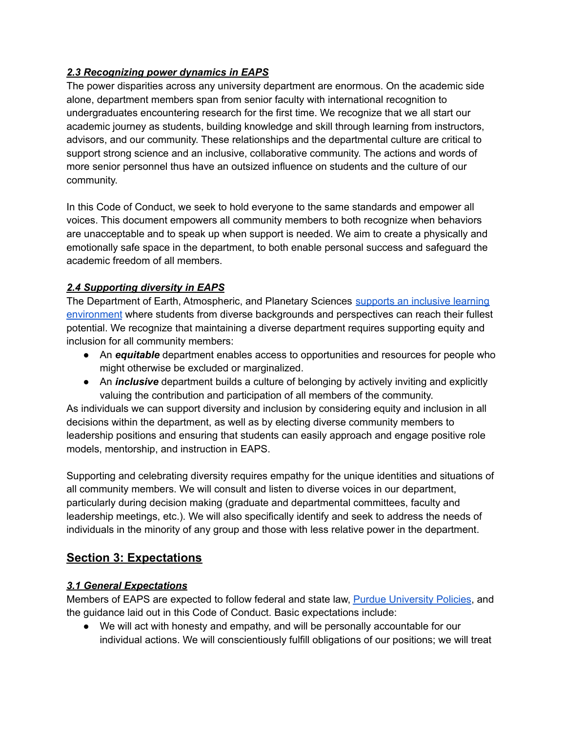### ***2.3 Recognizing power dynamics in EAPS***

The power disparities across any university department are enormous. On the academic side alone, department members span from senior faculty with international recognition to undergraduates encountering research for the first time. We recognize that we all start our academic journey as students, building knowledge and skill through learning from instructors, advisors, and our community. These relationships and the departmental culture are critical to support strong science and an inclusive, collaborative community. The actions and words of more senior personnel thus have an outsized influence on students and the culture of our community.

In this Code of Conduct, we seek to hold everyone to the same standards and empower all voices. This document empowers all community members to both recognize when behaviors are unacceptable and to speak up when support is needed. We aim to create a physically and emotionally safe space in the department, to both enable personal success and safeguard the academic freedom of all members.

### ***2.4 Supporting diversity in EAPS***

The Department of Earth, Atmospheric, and Planetary Sciences supports an inclusive learning environment where students from diverse backgrounds and perspectives can reach their fullest potential. We recognize that maintaining a diverse department requires supporting equity and inclusion for all community members:

- An ***equitable*** department enables access to opportunities and resources for people who might otherwise be excluded or marginalized.
- An ***inclusive*** department builds a culture of belonging by actively inviting and explicitly valuing the contribution and participation of all members of the community.

As individuals we can support diversity and inclusion by considering equity and inclusion in all decisions within the department, as well as by electing diverse community members to leadership positions and ensuring that students can easily approach and engage positive role models, mentorship, and instruction in EAPS.

Supporting and celebrating diversity requires empathy for the unique identities and situations of all community members. We will consult and listen to diverse voices in our department, particularly during decision making (graduate and departmental committees, faculty and leadership meetings, etc.). We will also specifically identify and seek to address the needs of individuals in the minority of any group and those with less relative power in the department.

## Section 3: Expectations

### ***3.1 General Expectations***

Members of EAPS are expected to follow federal and state law, Purdue University Policies, and the guidance laid out in this Code of Conduct. Basic expectations include:

- We will act with honesty and empathy, and will be personally accountable for our individual actions. We will conscientiously fulfill obligations of our positions; we will treat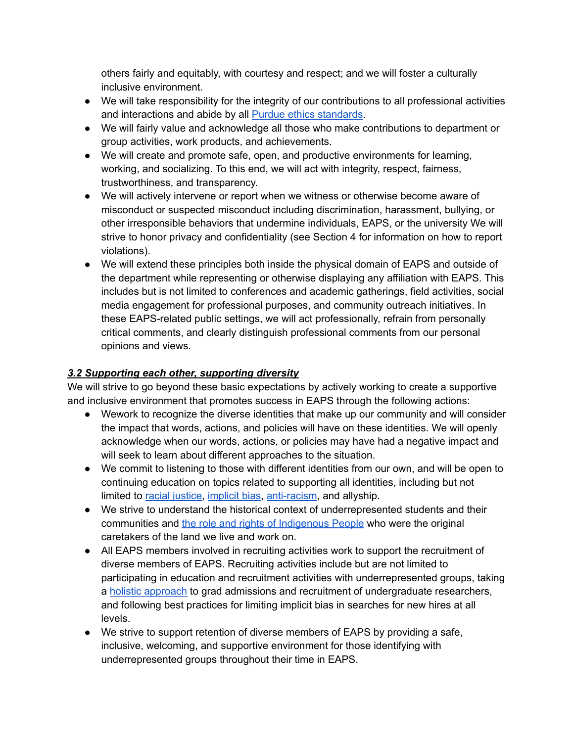others fairly and equitably, with courtesy and respect; and we will foster a culturally inclusive environment.

- We will take responsibility for the integrity of our contributions to all professional activities and interactions and abide by all Purdue ethics standards.
- We will fairly value and acknowledge all those who make contributions to department or group activities, work products, and achievements.
- We will create and promote safe, open, and productive environments for learning, working, and socializing. To this end, we will act with integrity, respect, fairness, trustworthiness, and transparency.
- We will actively intervene or report when we witness or otherwise become aware of misconduct or suspected misconduct including discrimination, harassment, bullying, or other irresponsible behaviors that undermine individuals, EAPS, or the university We will strive to honor privacy and confidentiality (see Section 4 for information on how to report violations).
- We will extend these principles both inside the physical domain of EAPS and outside of the department while representing or otherwise displaying any affiliation with EAPS. This includes but is not limited to conferences and academic gatherings, field activities, social media engagement for professional purposes, and community outreach initiatives. In these EAPS-related public settings, we will act professionally, refrain from personally critical comments, and clearly distinguish professional comments from our personal opinions and views.

### ***3.2 Supporting each other, supporting diversity***

We will strive to go beyond these basic expectations by actively working to create a supportive and inclusive environment that promotes success in EAPS through the following actions:

- Wework to recognize the diverse identities that make up our community and will consider the impact that words, actions, and policies will have on these identities. We will openly acknowledge when our words, actions, or policies may have had a negative impact and will seek to learn about different approaches to the situation.
- We commit to listening to those with different identities from our own, and will be open to continuing education on topics related to supporting all identities, including but not limited to racial justice, implicit bias, anti-racism, and allyship.
- We strive to understand the historical context of underrepresented students and their communities and the role and rights of Indigenous People who were the original caretakers of the land we live and work on.
- All EAPS members involved in recruiting activities work to support the recruitment of diverse members of EAPS. Recruiting activities include but are not limited to participating in education and recruitment activities with underrepresented groups, taking a holistic approach to grad admissions and recruitment of undergraduate researchers, and following best practices for limiting implicit bias in searches for new hires at all levels.
- We strive to support retention of diverse members of EAPS by providing a safe, inclusive, welcoming, and supportive environment for those identifying with underrepresented groups throughout their time in EAPS.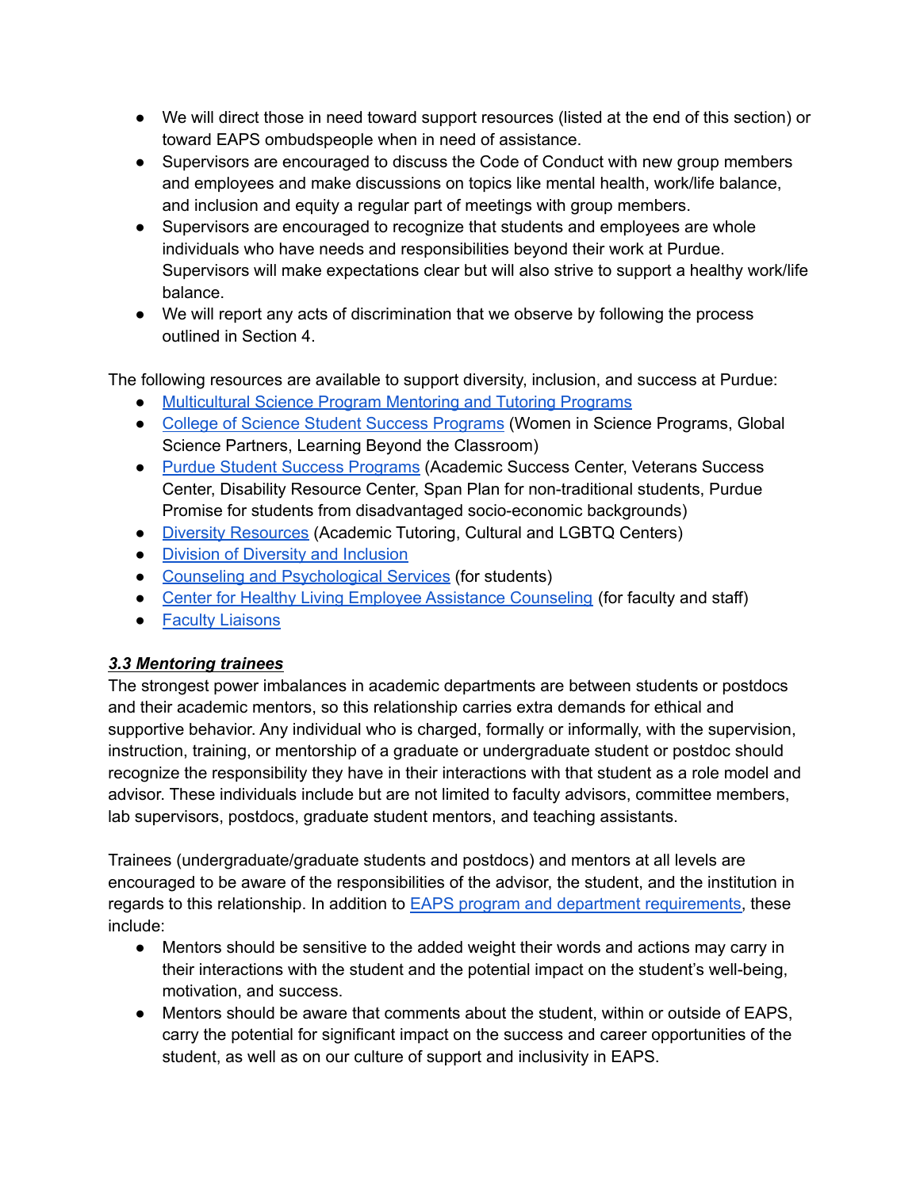- We will direct those in need toward support resources (listed at the end of this section) or toward EAPS ombudspeople when in need of assistance.
- Supervisors are encouraged to discuss the Code of Conduct with new group members and employees and make discussions on topics like mental health, work/life balance, and inclusion and equity a regular part of meetings with group members.
- Supervisors are encouraged to recognize that students and employees are whole individuals who have needs and responsibilities beyond their work at Purdue. Supervisors will make expectations clear but will also strive to support a healthy work/life balance.
- We will report any acts of discrimination that we observe by following the process outlined in Section 4.

The following resources are available to support diversity, inclusion, and success at Purdue:

- Multicultural Science Program Mentoring and Tutoring Programs
- College of Science Student Success Programs (Women in Science Programs, Global Science Partners, Learning Beyond the Classroom)
- Purdue Student Success Programs (Academic Success Center, Veterans Success Center, Disability Resource Center, Span Plan for non-traditional students, Purdue Promise for students from disadvantaged socio-economic backgrounds)
- Diversity Resources (Academic Tutoring, Cultural and LGBTQ Centers)
- Division of Diversity and Inclusion
- Counseling and Psychological Services (for students)
- Center for Healthy Living Employee Assistance Counseling (for faculty and staff)
- Faculty Liaisons

### ***3.3 Mentoring trainees***

The strongest power imbalances in academic departments are between students or postdocs and their academic mentors, so this relationship carries extra demands for ethical and supportive behavior. Any individual who is charged, formally or informally, with the supervision, instruction, training, or mentorship of a graduate or undergraduate student or postdoc should recognize the responsibility they have in their interactions with that student as a role model and advisor. These individuals include but are not limited to faculty advisors, committee members, lab supervisors, postdocs, graduate student mentors, and teaching assistants.

Trainees (undergraduate/graduate students and postdocs) and mentors at all levels are encouraged to be aware of the responsibilities of the advisor, the student, and the institution in regards to this relationship. In addition to EAPS program and department requirements, these include:

- Mentors should be sensitive to the added weight their words and actions may carry in their interactions with the student and the potential impact on the student's well-being, motivation, and success.
- Mentors should be aware that comments about the student, within or outside of EAPS, carry the potential for significant impact on the success and career opportunities of the student, as well as on our culture of support and inclusivity in EAPS.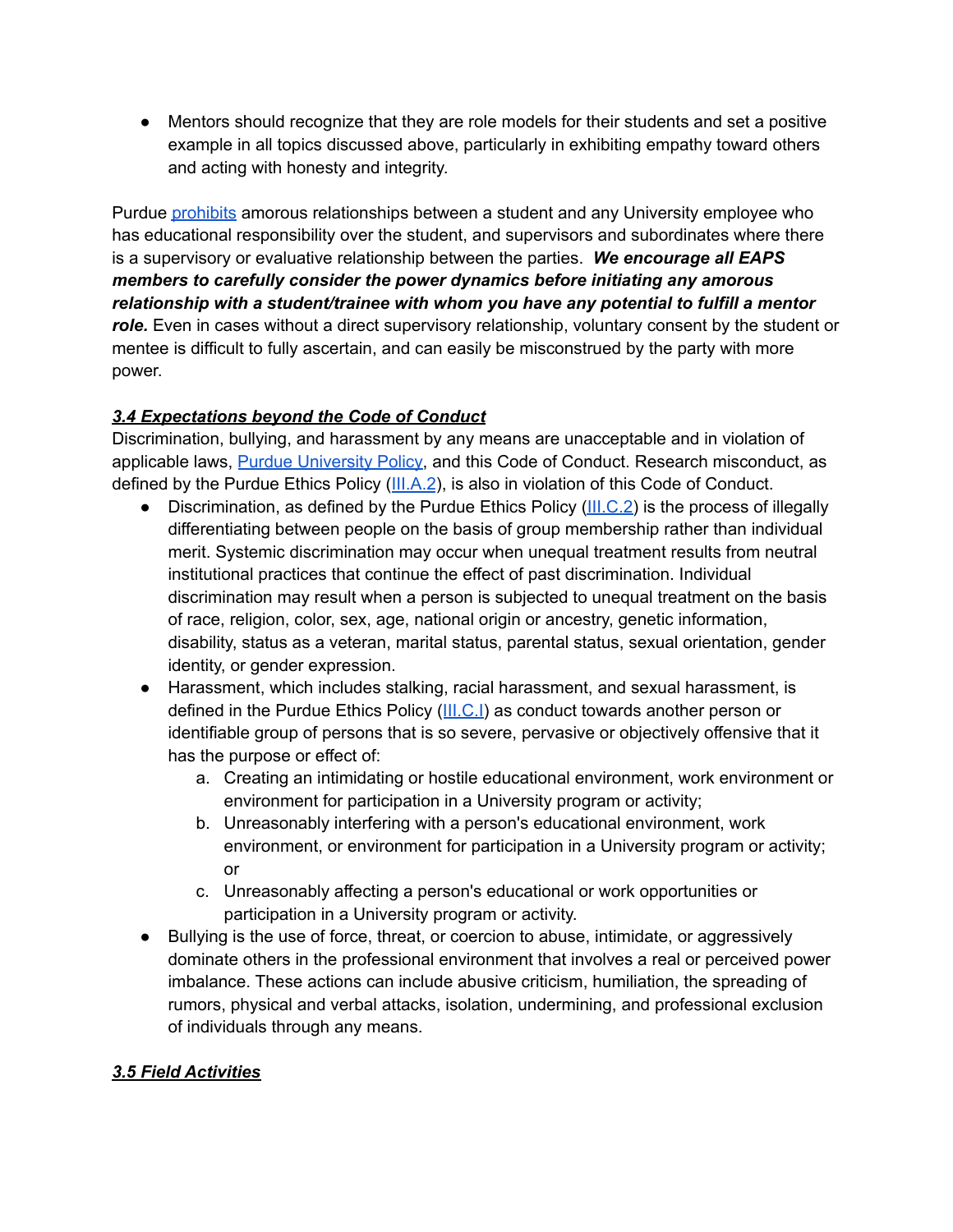- Mentors should recognize that they are role models for their students and set a positive example in all topics discussed above, particularly in exhibiting empathy toward others and acting with honesty and integrity.

Purdue prohibits amorous relationships between a student and any University employee who has educational responsibility over the student, and supervisors and subordinates where there is a supervisory or evaluative relationship between the parties. ***We encourage all EAPS members to carefully consider the power dynamics before initiating any amorous relationship with a student/trainee with whom you have any potential to fulfill a mentor role.*** Even in cases without a direct supervisory relationship, voluntary consent by the student or mentee is difficult to fully ascertain, and can easily be misconstrued by the party with more power.

### ***3.4 Expectations beyond the Code of Conduct***

Discrimination, bullying, and harassment by any means are unacceptable and in violation of applicable laws, Purdue University Policy, and this Code of Conduct. Research misconduct, as defined by the Purdue Ethics Policy (III.A.2), is also in violation of this Code of Conduct.

- Discrimination, as defined by the Purdue Ethics Policy (III.C.2) is the process of illegally differentiating between people on the basis of group membership rather than individual merit. Systemic discrimination may occur when unequal treatment results from neutral institutional practices that continue the effect of past discrimination. Individual discrimination may result when a person is subjected to unequal treatment on the basis of race, religion, color, sex, age, national origin or ancestry, genetic information, disability, status as a veteran, marital status, parental status, sexual orientation, gender identity, or gender expression.
- Harassment, which includes stalking, racial harassment, and sexual harassment, is defined in the Purdue Ethics Policy (III.C.I) as conduct towards another person or identifiable group of persons that is so severe, pervasive or objectively offensive that it has the purpose or effect of:
    a. Creating an intimidating or hostile educational environment, work environment or environment for participation in a University program or activity;
    b. Unreasonably interfering with a person's educational environment, work environment, or environment for participation in a University program or activity; or
    c. Unreasonably affecting a person's educational or work opportunities or participation in a University program or activity.
- Bullying is the use of force, threat, or coercion to abuse, intimidate, or aggressively dominate others in the professional environment that involves a real or perceived power imbalance. These actions can include abusive criticism, humiliation, the spreading of rumors, physical and verbal attacks, isolation, undermining, and professional exclusion of individuals through any means.

### ***3.5 Field Activities***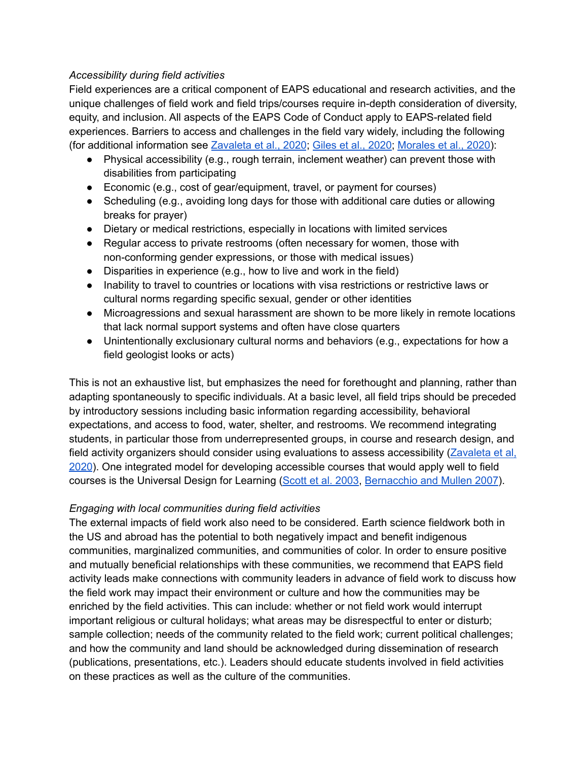*Accessibility during field activities*

Field experiences are a critical component of EAPS educational and research activities, and the unique challenges of field work and field trips/courses require in-depth consideration of diversity, equity, and inclusion. All aspects of the EAPS Code of Conduct apply to EAPS-related field experiences. Barriers to access and challenges in the field vary widely, including the following (for additional information see Zavaleta et al., 2020; Giles et al., 2020; Morales et al., 2020):

- Physical accessibility (e.g., rough terrain, inclement weather) can prevent those with disabilities from participating
- Economic (e.g., cost of gear/equipment, travel, or payment for courses)
- Scheduling (e.g., avoiding long days for those with additional care duties or allowing breaks for prayer)
- Dietary or medical restrictions, especially in locations with limited services
- Regular access to private restrooms (often necessary for women, those with non-conforming gender expressions, or those with medical issues)
- Disparities in experience (e.g., how to live and work in the field)
- Inability to travel to countries or locations with visa restrictions or restrictive laws or cultural norms regarding specific sexual, gender or other identities
- Microagressions and sexual harassment are shown to be more likely in remote locations that lack normal support systems and often have close quarters
- Unintentionally exclusionary cultural norms and behaviors (e.g., expectations for how a field geologist looks or acts)

This is not an exhaustive list, but emphasizes the need for forethought and planning, rather than adapting spontaneously to specific individuals. At a basic level, all field trips should be preceded by introductory sessions including basic information regarding accessibility, behavioral expectations, and access to food, water, shelter, and restrooms. We recommend integrating students, in particular those from underrepresented groups, in course and research design, and field activity organizers should consider using evaluations to assess accessibility (Zavaleta et al, 2020). One integrated model for developing accessible courses that would apply well to field courses is the Universal Design for Learning (Scott et al. 2003, Bernacchio and Mullen 2007).

*Engaging with local communities during field activities*

The external impacts of field work also need to be considered. Earth science fieldwork both in the US and abroad has the potential to both negatively impact and benefit indigenous communities, marginalized communities, and communities of color. In order to ensure positive and mutually beneficial relationships with these communities, we recommend that EAPS field activity leads make connections with community leaders in advance of field work to discuss how the field work may impact their environment or culture and how the communities may be enriched by the field activities. This can include: whether or not field work would interrupt important religious or cultural holidays; what areas may be disrespectful to enter or disturb; sample collection; needs of the community related to the field work; current political challenges; and how the community and land should be acknowledged during dissemination of research (publications, presentations, etc.). Leaders should educate students involved in field activities on these practices as well as the culture of the communities.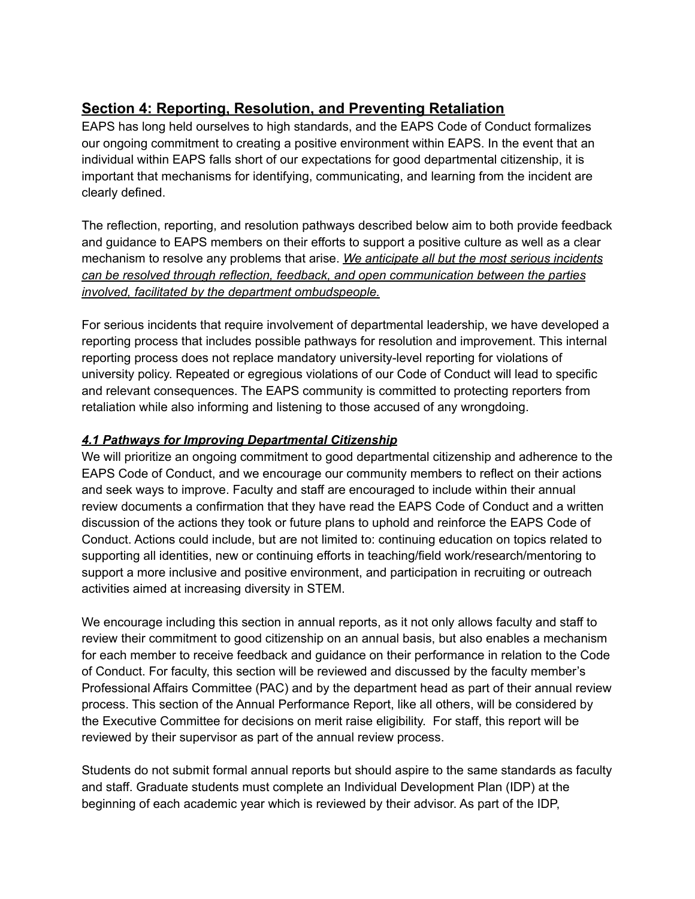## **Section 4: Reporting, Resolution, and Preventing Retaliation**

EAPS has long held ourselves to high standards, and the EAPS Code of Conduct formalizes our ongoing commitment to creating a positive environment within EAPS. In the event that an individual within EAPS falls short of our expectations for good departmental citizenship, it is important that mechanisms for identifying, communicating, and learning from the incident are clearly defined.

The reflection, reporting, and resolution pathways described below aim to both provide feedback and guidance to EAPS members on their efforts to support a positive culture as well as a clear mechanism to resolve any problems that arise. *We anticipate all but the most serious incidents can be resolved through reflection, feedback, and open communication between the parties involved, facilitated by the department ombudspeople.*

For serious incidents that require involvement of departmental leadership, we have developed a reporting process that includes possible pathways for resolution and improvement. This internal reporting process does not replace mandatory university-level reporting for violations of university policy. Repeated or egregious violations of our Code of Conduct will lead to specific and relevant consequences. The EAPS community is committed to protecting reporters from retaliation while also informing and listening to those accused of any wrongdoing.

### ***4.1 Pathways for Improving Departmental Citizenship***

We will prioritize an ongoing commitment to good departmental citizenship and adherence to the EAPS Code of Conduct, and we encourage our community members to reflect on their actions and seek ways to improve. Faculty and staff are encouraged to include within their annual review documents a confirmation that they have read the EAPS Code of Conduct and a written discussion of the actions they took or future plans to uphold and reinforce the EAPS Code of Conduct. Actions could include, but are not limited to: continuing education on topics related to supporting all identities, new or continuing efforts in teaching/field work/research/mentoring to support a more inclusive and positive environment, and participation in recruiting or outreach activities aimed at increasing diversity in STEM.

We encourage including this section in annual reports, as it not only allows faculty and staff to review their commitment to good citizenship on an annual basis, but also enables a mechanism for each member to receive feedback and guidance on their performance in relation to the Code of Conduct. For faculty, this section will be reviewed and discussed by the faculty member's Professional Affairs Committee (PAC) and by the department head as part of their annual review process. This section of the Annual Performance Report, like all others, will be considered by the Executive Committee for decisions on merit raise eligibility. For staff, this report will be reviewed by their supervisor as part of the annual review process.

Students do not submit formal annual reports but should aspire to the same standards as faculty and staff. Graduate students must complete an Individual Development Plan (IDP) at the beginning of each academic year which is reviewed by their advisor. As part of the IDP,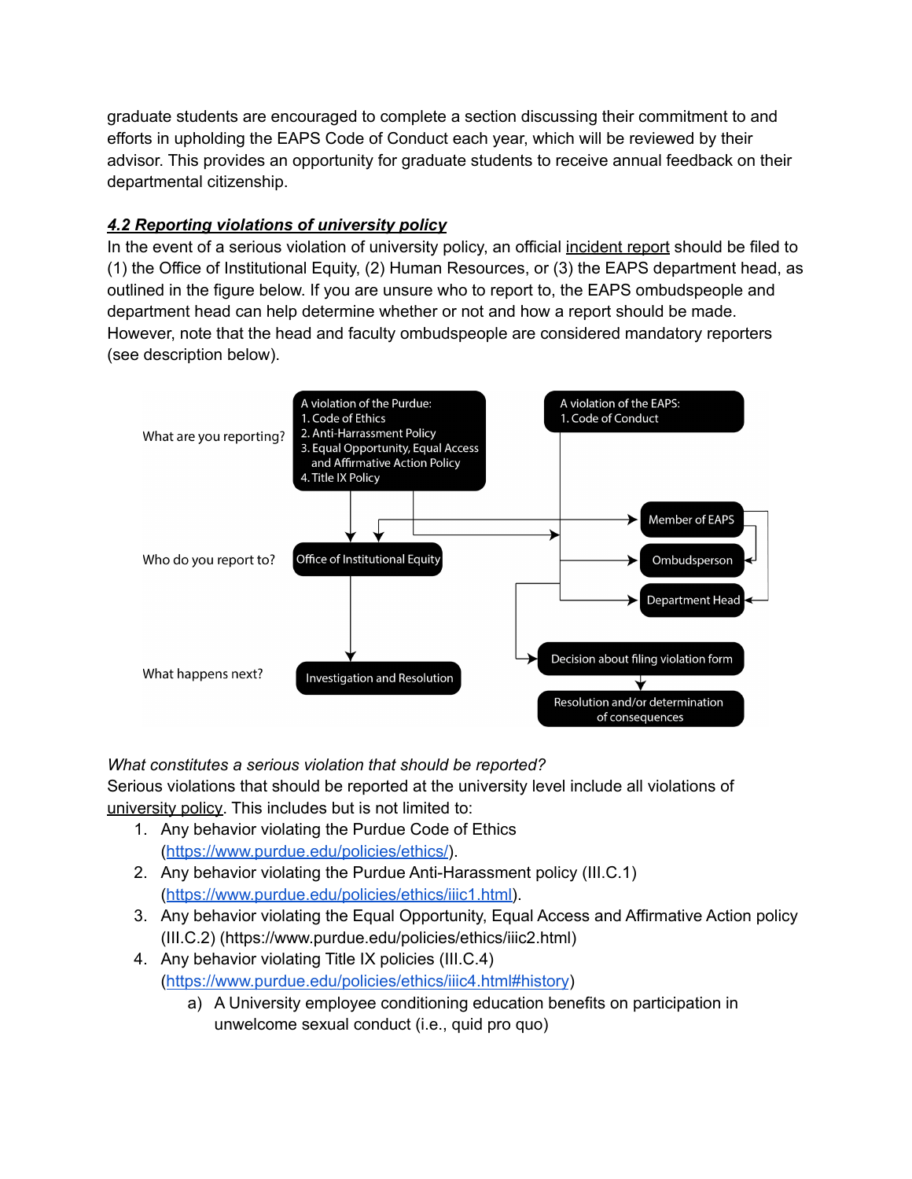graduate students are encouraged to complete a section discussing their commitment to and efforts in upholding the EAPS Code of Conduct each year, which will be reviewed by their advisor. This provides an opportunity for graduate students to receive annual feedback on their departmental citizenship.

### ***4.2 Reporting violations of university policy***

In the event of a serious violation of university policy, an official incident report should be filed to (1) the Office of Institutional Equity, (2) Human Resources, or (3) the EAPS department head, as outlined in the figure below. If you are unsure who to report to, the EAPS ombudspeople and department head can help determine whether or not and how a report should be made. However, note that the head and faculty ombudspeople are considered mandatory reporters (see description below).

What are you reporting?

- A violation of the Purdue:
  1. Code of Ethics
  2. Anti-Harrassment Policy
  3. Equal Opportunity, Equal Access and Affirmative Action Policy
  4. Title IX Policy
- A violation of the EAPS:
  1. Code of Conduct

Who do you report to?

- Office of Institutional Equity
- Member of EAPS
- Ombudsperson
- Department Head

What happens next?

- Investigation and Resolution
- Decision about filing violation form
- Resolution and/or determination of consequences

*What constitutes a serious violation that should be reported?*

Serious violations that should be reported at the university level include all violations of university policy. This includes but is not limited to:

1. Any behavior violating the Purdue Code of Ethics (https://www.purdue.edu/policies/ethics/).
2. Any behavior violating the Purdue Anti-Harassment policy (III.C.1) (https://www.purdue.edu/policies/ethics/iiic1.html).
3. Any behavior violating the Equal Opportunity, Equal Access and Affirmative Action policy (III.C.2) (https://www.purdue.edu/policies/ethics/iiic2.html)
4. Any behavior violating Title IX policies (III.C.4) (https://www.purdue.edu/policies/ethics/iiic4.html#history)
   a) A University employee conditioning education benefits on participation in unwelcome sexual conduct (i.e., quid pro quo)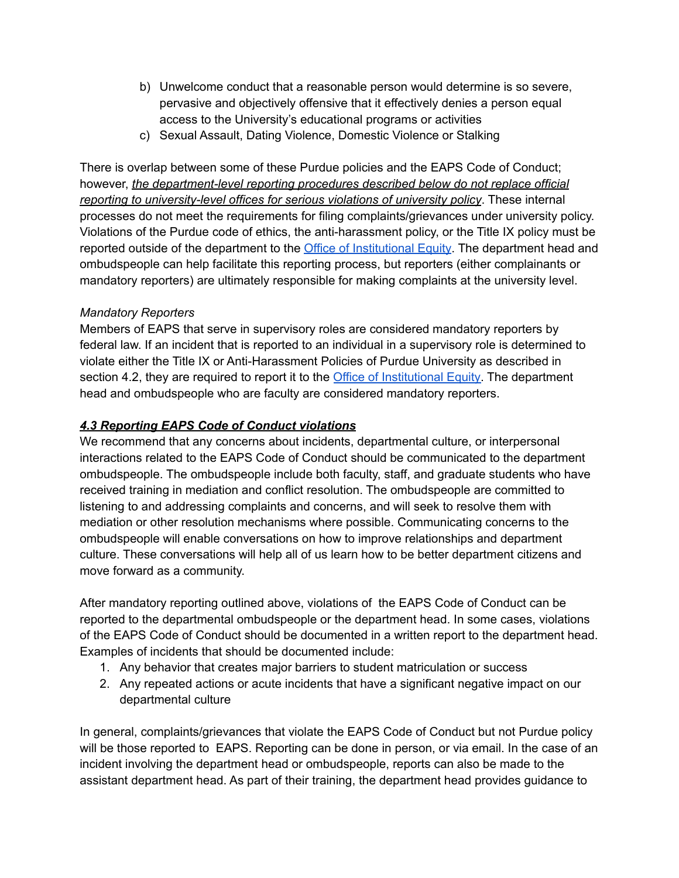b) Unwelcome conduct that a reasonable person would determine is so severe, pervasive and objectively offensive that it effectively denies a person equal access to the University's educational programs or activities
c) Sexual Assault, Dating Violence, Domestic Violence or Stalking

There is overlap between some of these Purdue policies and the EAPS Code of Conduct; however, ***the department-level reporting procedures described below do not replace official reporting to university-level offices for serious violations of university policy***. These internal processes do not meet the requirements for filing complaints/grievances under university policy. Violations of the Purdue code of ethics, the anti-harassment policy, or the Title IX policy must be reported outside of the department to the Office of Institutional Equity. The department head and ombudspeople can help facilitate this reporting process, but reporters (either complainants or mandatory reporters) are ultimately responsible for making complaints at the university level.

*Mandatory Reporters*
Members of EAPS that serve in supervisory roles are considered mandatory reporters by federal law. If an incident that is reported to an individual in a supervisory role is determined to violate either the Title IX or Anti-Harassment Policies of Purdue University as described in section 4.2, they are required to report it to the Office of Institutional Equity. The department head and ombudspeople who are faculty are considered mandatory reporters.

### ***4.3 Reporting EAPS Code of Conduct violations***

We recommend that any concerns about incidents, departmental culture, or interpersonal interactions related to the EAPS Code of Conduct should be communicated to the department ombudspeople. The ombudspeople include both faculty, staff, and graduate students who have received training in mediation and conflict resolution. The ombudspeople are committed to listening to and addressing complaints and concerns, and will seek to resolve them with mediation or other resolution mechanisms where possible. Communicating concerns to the ombudspeople will enable conversations on how to improve relationships and department culture. These conversations will help all of us learn how to be better department citizens and move forward as a community.

After mandatory reporting outlined above, violations of the EAPS Code of Conduct can be reported to the departmental ombudspeople or the department head. In some cases, violations of the EAPS Code of Conduct should be documented in a written report to the department head. Examples of incidents that should be documented include:

1. Any behavior that creates major barriers to student matriculation or success
2. Any repeated actions or acute incidents that have a significant negative impact on our departmental culture

In general, complaints/grievances that violate the EAPS Code of Conduct but not Purdue policy will be those reported to EAPS. Reporting can be done in person, or via email. In the case of an incident involving the department head or ombudspeople, reports can also be made to the assistant department head. As part of their training, the department head provides guidance to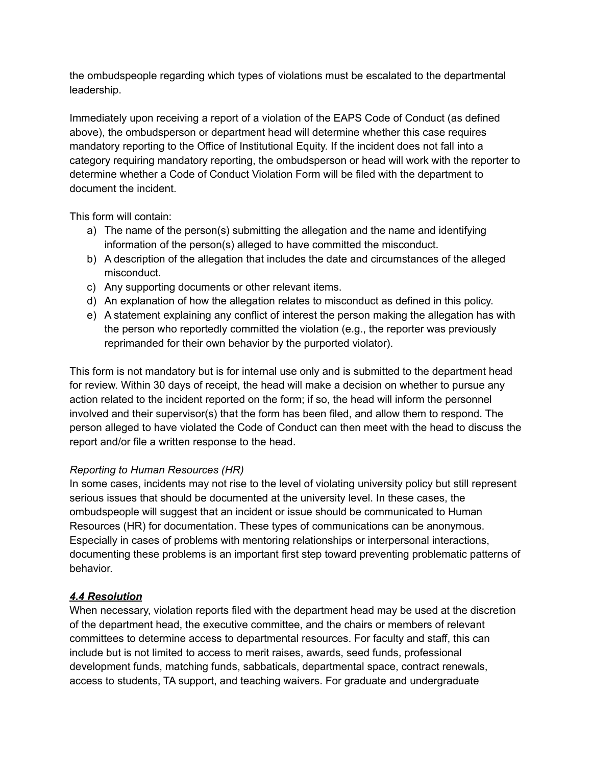the ombudspeople regarding which types of violations must be escalated to the departmental leadership.

Immediately upon receiving a report of a violation of the EAPS Code of Conduct (as defined above), the ombudsperson or department head will determine whether this case requires mandatory reporting to the Office of Institutional Equity. If the incident does not fall into a category requiring mandatory reporting, the ombudsperson or head will work with the reporter to determine whether a Code of Conduct Violation Form will be filed with the department to document the incident.

This form will contain:

a) The name of the person(s) submitting the allegation and the name and identifying information of the person(s) alleged to have committed the misconduct.
b) A description of the allegation that includes the date and circumstances of the alleged misconduct.
c) Any supporting documents or other relevant items.
d) An explanation of how the allegation relates to misconduct as defined in this policy.
e) A statement explaining any conflict of interest the person making the allegation has with the person who reportedly committed the violation (e.g., the reporter was previously reprimanded for their own behavior by the purported violator).

This form is not mandatory but is for internal use only and is submitted to the department head for review. Within 30 days of receipt, the head will make a decision on whether to pursue any action related to the incident reported on the form; if so, the head will inform the personnel involved and their supervisor(s) that the form has been filed, and allow them to respond. The person alleged to have violated the Code of Conduct can then meet with the head to discuss the report and/or file a written response to the head.

*Reporting to Human Resources (HR)*
In some cases, incidents may not rise to the level of violating university policy but still represent serious issues that should be documented at the university level. In these cases, the ombudspeople will suggest that an incident or issue should be communicated to Human Resources (HR) for documentation. These types of communications can be anonymous. Especially in cases of problems with mentoring relationships or interpersonal interactions, documenting these problems is an important first step toward preventing problematic patterns of behavior.

### ***4.4 Resolution***

When necessary, violation reports filed with the department head may be used at the discretion of the department head, the executive committee, and the chairs or members of relevant committees to determine access to departmental resources. For faculty and staff, this can include but is not limited to access to merit raises, awards, seed funds, professional development funds, matching funds, sabbaticals, departmental space, contract renewals, access to students, TA support, and teaching waivers. For graduate and undergraduate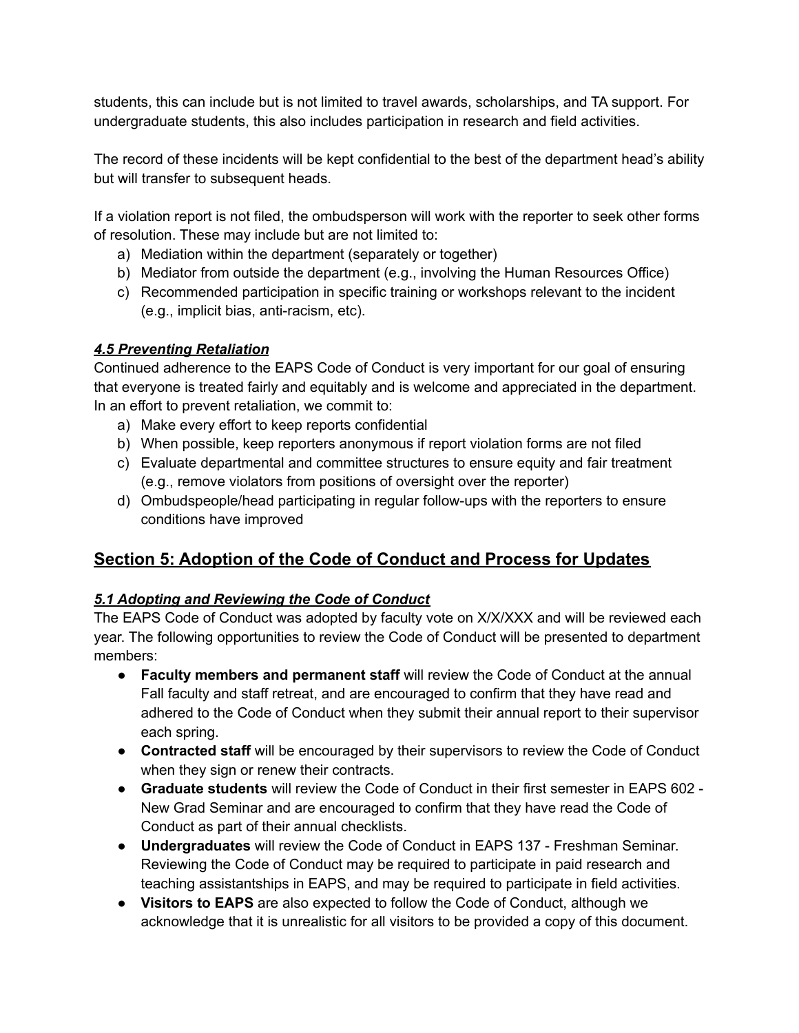students, this can include but is not limited to travel awards, scholarships, and TA support. For undergraduate students, this also includes participation in research and field activities.

The record of these incidents will be kept confidential to the best of the department head's ability but will transfer to subsequent heads.

If a violation report is not filed, the ombudsperson will work with the reporter to seek other forms of resolution. These may include but are not limited to:

a) Mediation within the department (separately or together)
b) Mediator from outside the department (e.g., involving the Human Resources Office)
c) Recommended participation in specific training or workshops relevant to the incident (e.g., implicit bias, anti-racism, etc).

### ***4.5 Preventing Retaliation***

Continued adherence to the EAPS Code of Conduct is very important for our goal of ensuring that everyone is treated fairly and equitably and is welcome and appreciated in the department. In an effort to prevent retaliation, we commit to:

a) Make every effort to keep reports confidential
b) When possible, keep reporters anonymous if report violation forms are not filed
c) Evaluate departmental and committee structures to ensure equity and fair treatment (e.g., remove violators from positions of oversight over the reporter)
d) Ombudspeople/head participating in regular follow-ups with the reporters to ensure conditions have improved

## Section 5: Adoption of the Code of Conduct and Process for Updates

### ***5.1 Adopting and Reviewing the Code of Conduct***

The EAPS Code of Conduct was adopted by faculty vote on X/X/XXX and will be reviewed each year. The following opportunities to review the Code of Conduct will be presented to department members:

- **Faculty members and permanent staff** will review the Code of Conduct at the annual Fall faculty and staff retreat, and are encouraged to confirm that they have read and adhered to the Code of Conduct when they submit their annual report to their supervisor each spring.
- **Contracted staff** will be encouraged by their supervisors to review the Code of Conduct when they sign or renew their contracts.
- **Graduate students** will review the Code of Conduct in their first semester in EAPS 602 - New Grad Seminar and are encouraged to confirm that they have read the Code of Conduct as part of their annual checklists.
- **Undergraduates** will review the Code of Conduct in EAPS 137 - Freshman Seminar. Reviewing the Code of Conduct may be required to participate in paid research and teaching assistantships in EAPS, and may be required to participate in field activities.
- **Visitors to EAPS** are also expected to follow the Code of Conduct, although we acknowledge that it is unrealistic for all visitors to be provided a copy of this document.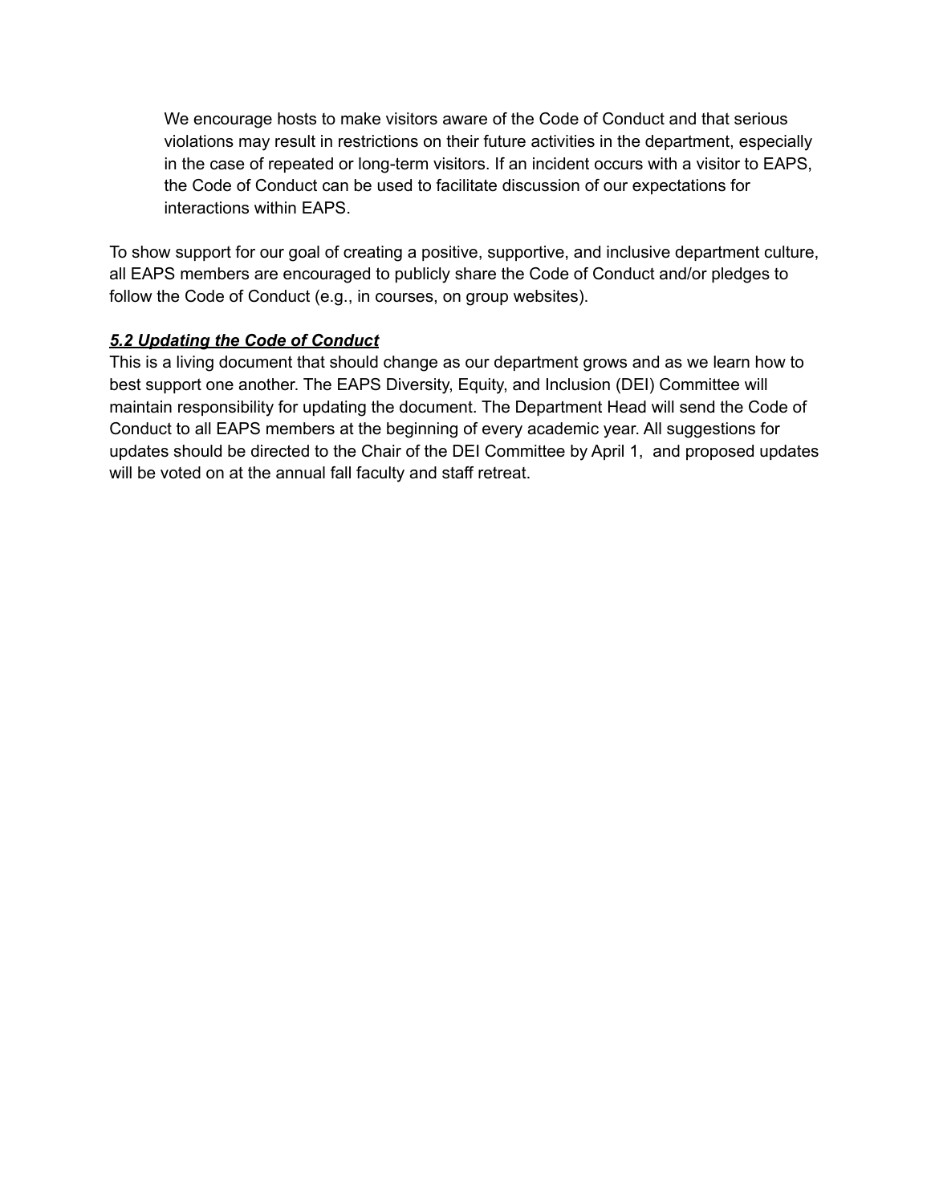> We encourage hosts to make visitors aware of the Code of Conduct and that serious violations may result in restrictions on their future activities in the department, especially in the case of repeated or long-term visitors. If an incident occurs with a visitor to EAPS, the Code of Conduct can be used to facilitate discussion of our expectations for interactions within EAPS.

To show support for our goal of creating a positive, supportive, and inclusive department culture, all EAPS members are encouraged to publicly share the Code of Conduct and/or pledges to follow the Code of Conduct (e.g., in courses, on group websites).

***<u>5.2 Updating the Code of Conduct</u>***

This is a living document that should change as our department grows and as we learn how to best support one another. The EAPS Diversity, Equity, and Inclusion (DEI) Committee will maintain responsibility for updating the document. The Department Head will send the Code of Conduct to all EAPS members at the beginning of every academic year. All suggestions for updates should be directed to the Chair of the DEI Committee by April 1, and proposed updates will be voted on at the annual fall faculty and staff retreat.